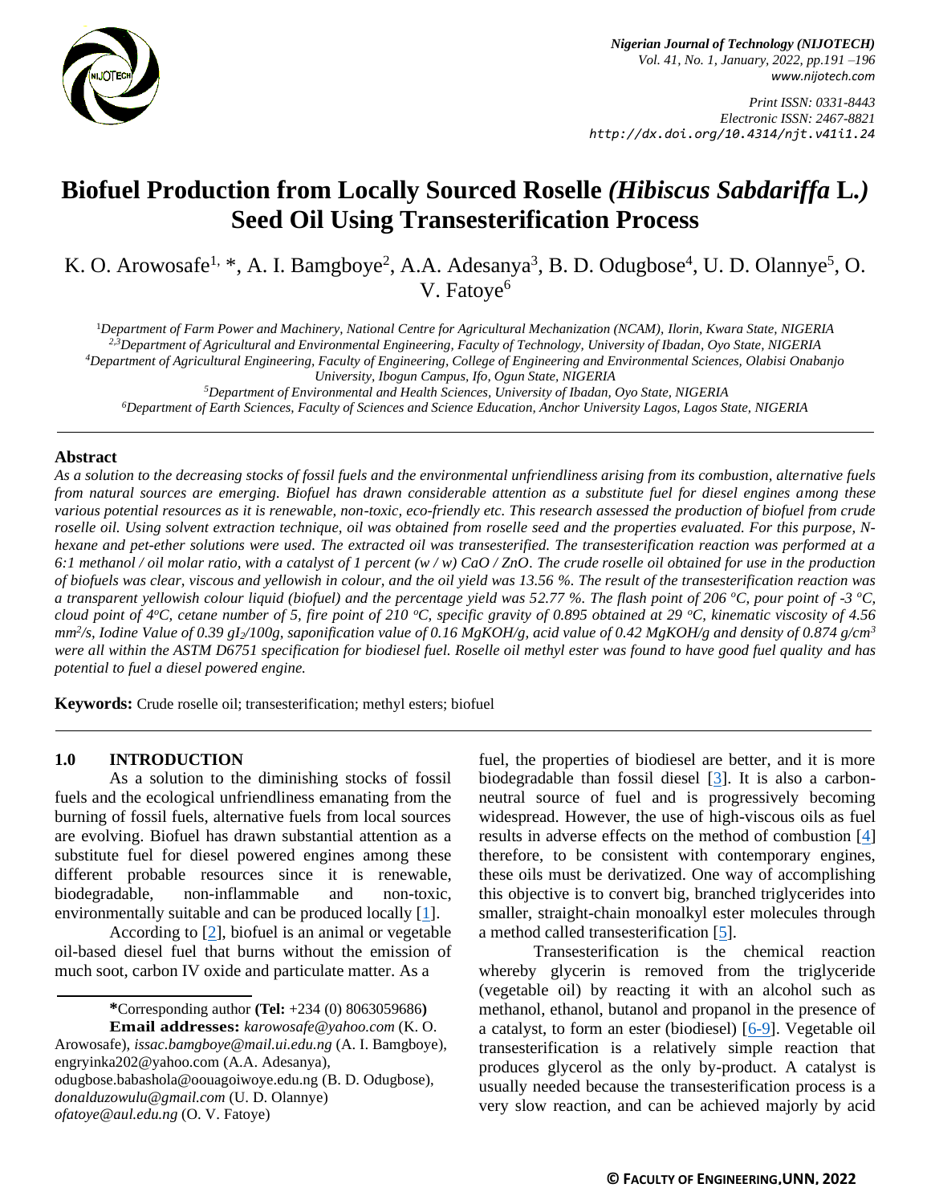# Biofuel Production from Locally Sourced Roselle *(Hibiscus Sabdariffa* L.*)* Seed Oil Using Transesterification Process

K. O. Arowosafe[1, *], A. I. Bamgboye[2], A.A. Adesanya[3], B. D. Odugbose[4], U. D. Olannye[5], O. V. Fatoye[6]

[1]*Department of Farm Power and Machinery, National Centre for Agricultural Mechanization (NCAM), Ilorin, Kwara State, NIGERIA*
[2,3]*Department of Agricultural and Environmental Engineering, Faculty of Technology, University of Ibadan, Oyo State, NIGERIA*
[4]*Department of Agricultural Engineering, Faculty of Engineering, College of Engineering and Environmental Sciences, Olabisi Onabanjo University, Ibogun Campus, Ifo, Ogun State, NIGERIA*
[5]*Department of Environmental and Health Sciences, University of Ibadan, Oyo State, NIGERIA*
[6]*Department of Earth Sciences, Faculty of Sciences and Science Education, Anchor University Lagos, Lagos State, NIGERIA*

## Abstract

*As a solution to the decreasing stocks of fossil fuels and the environmental unfriendliness arising from its combustion, alternative fuels from natural sources are emerging. Biofuel has drawn considerable attention as a substitute fuel for diesel engines among these various potential resources as it is renewable, non-toxic, eco-friendly etc. This research assessed the production of biofuel from crude roselle oil. Using solvent extraction technique, oil was obtained from roselle seed and the properties evaluated. For this purpose, N-hexane and pet-ether solutions were used. The extracted oil was transesterified. The transesterification reaction was performed at a 6:1 methanol / oil molar ratio, with a catalyst of 1 percent (w / w) CaO / ZnO. The crude roselle oil obtained for use in the production of biofuels was clear, viscous and yellowish in colour, and the oil yield was 13.56 %. The result of the transesterification reaction was a transparent yellowish colour liquid (biofuel) and the percentage yield was 52.77 %. The flash point of 206 °C, pour point of -3 °C, cloud point of 4°C, cetane number of 5, fire point of 210 °C, specific gravity of 0.895 obtained at 29 °C, kinematic viscosity of 4.56 mm²/s, Iodine Value of 0.39 gI₂/100g, saponification value of 0.16 MgKOH/g, acid value of 0.42 MgKOH/g and density of 0.874 g/cm³ were all within the ASTM D6751 specification for biodiesel fuel. Roselle oil methyl ester was found to have good fuel quality and has potential to fuel a diesel powered engine.*

**Keywords:** Crude roselle oil; transesterification; methyl esters; biofuel

## 1.0 INTRODUCTION

As a solution to the diminishing stocks of fossil fuels and the ecological unfriendliness emanating from the burning of fossil fuels, alternative fuels from local sources are evolving. Biofuel has drawn substantial attention as a substitute fuel for diesel powered engines among these different probable resources since it is renewable, biodegradable, non-inflammable and non-toxic, environmentally suitable and can be produced locally [1].

According to [2], biofuel is an animal or vegetable oil-based diesel fuel that burns without the emission of much soot, carbon IV oxide and particulate matter. As a fuel, the properties of biodiesel are better, and it is more biodegradable than fossil diesel [3]. It is also a carbon-neutral source of fuel and is progressively becoming widespread. However, the use of high-viscous oils as fuel results in adverse effects on the method of combustion [4] therefore, to be consistent with contemporary engines, these oils must be derivatized. One way of accomplishing this objective is to convert big, branched triglycerides into smaller, straight-chain monoalkyl ester molecules through a method called transesterification [5].

Transesterification is the chemical reaction whereby glycerin is removed from the triglyceride (vegetable oil) by reacting it with an alcohol such as methanol, ethanol, butanol and propanol in the presence of a catalyst, to form an ester (biodiesel) [6-9]. Vegetable oil transesterification is a relatively simple reaction that produces glycerol as the only by-product. A catalyst is usually needed because the transesterification process is a very slow reaction, and can be achieved majorly by acid

---

**\***Corresponding author **(Tel:** +234 (0) 8063059686**)**

**Email addresses:** *karowosafe@yahoo.com* (K. O. Arowosafe), *issac.bamgboye@mail.ui.edu.ng* (A. I. Bamgboye), engryinka202@yahoo.com (A.A. Adesanya), odugbose.babashola@oouagoiwoye.edu.ng (B. D. Odugbose), *donalduzowulu@gmail.com* (U. D. Olannye) *ofatoye@aul.edu.ng* (O. V. Fatoye)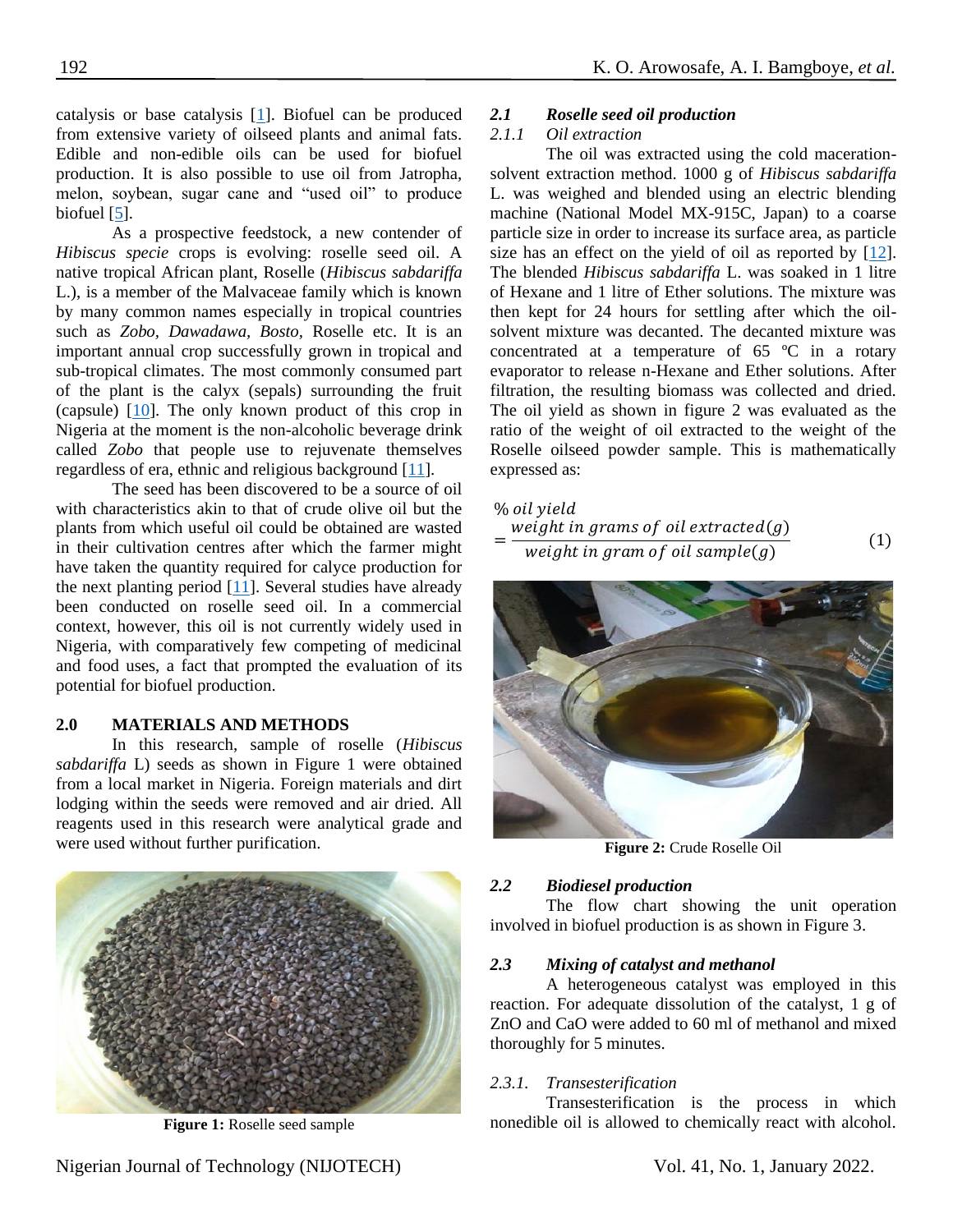catalysis or base catalysis [1]. Biofuel can be produced from extensive variety of oilseed plants and animal fats. Edible and non-edible oils can be used for biofuel production. It is also possible to use oil from Jatropha, melon, soybean, sugar cane and "used oil" to produce biofuel [5].

As a prospective feedstock, a new contender of *Hibiscus specie* crops is evolving: roselle seed oil. A native tropical African plant, Roselle (*Hibiscus sabdariffa* L.), is a member of the Malvaceae family which is known by many common names especially in tropical countries such as *Zobo, Dawadawa, Bosto,* Roselle etc. It is an important annual crop successfully grown in tropical and sub-tropical climates. The most commonly consumed part of the plant is the calyx (sepals) surrounding the fruit (capsule) [10]. The only known product of this crop in Nigeria at the moment is the non-alcoholic beverage drink called *Zobo* that people use to rejuvenate themselves regardless of era, ethnic and religious background [11].

The seed has been discovered to be a source of oil with characteristics akin to that of crude olive oil but the plants from which useful oil could be obtained are wasted in their cultivation centres after which the farmer might have taken the quantity required for calyce production for the next planting period [11]. Several studies have already been conducted on roselle seed oil. In a commercial context, however, this oil is not currently widely used in Nigeria, with comparatively few competing of medicinal and food uses, a fact that prompted the evaluation of its potential for biofuel production.

## 2.0 MATERIALS AND METHODS

In this research, sample of roselle (*Hibiscus sabdariffa* L) seeds as shown in Figure 1 were obtained from a local market in Nigeria. Foreign materials and dirt lodging within the seeds were removed and air dried. All reagents used in this research were analytical grade and were used without further purification.

**Figure 1:** Roselle seed sample

### *2.1 Roselle seed oil production*

#### *2.1.1 Oil extraction*

The oil was extracted using the cold maceration-solvent extraction method. 1000 g of *Hibiscus sabdariffa* L. was weighed and blended using an electric blending machine (National Model MX-915C, Japan) to a coarse particle size in order to increase its surface area, as particle size has an effect on the yield of oil as reported by [12]. The blended *Hibiscus sabdariffa* L. was soaked in 1 litre of Hexane and 1 litre of Ether solutions. The mixture was then kept for 24 hours for settling after which the oil-solvent mixture was decanted. The decanted mixture was concentrated at a temperature of 65 ºC in a rotary evaporator to release n-Hexane and Ether solutions. After filtration, the resulting biomass was collected and dried. The oil yield as shown in figure 2 was evaluated as the ratio of the weight of oil extracted to the weight of the Roselle oilseed powder sample. This is mathematically expressed as:

$$\% \, oil \, yield = \frac{weight \, in \, grams \, of \, oil \, extracted(g)}{weight \, in \, gram \, of \, oil \, sample(g)} \tag{1}$$

**Figure 2:** Crude Roselle Oil

### *2.2 Biodiesel production*

The flow chart showing the unit operation involved in biofuel production is as shown in Figure 3.

### *2.3 Mixing of catalyst and methanol*

A heterogeneous catalyst was employed in this reaction. For adequate dissolution of the catalyst, 1 g of ZnO and CaO were added to 60 ml of methanol and mixed thoroughly for 5 minutes.

#### *2.3.1. Transesterification*

Transesterification is the process in which nonedible oil is allowed to chemically react with alcohol.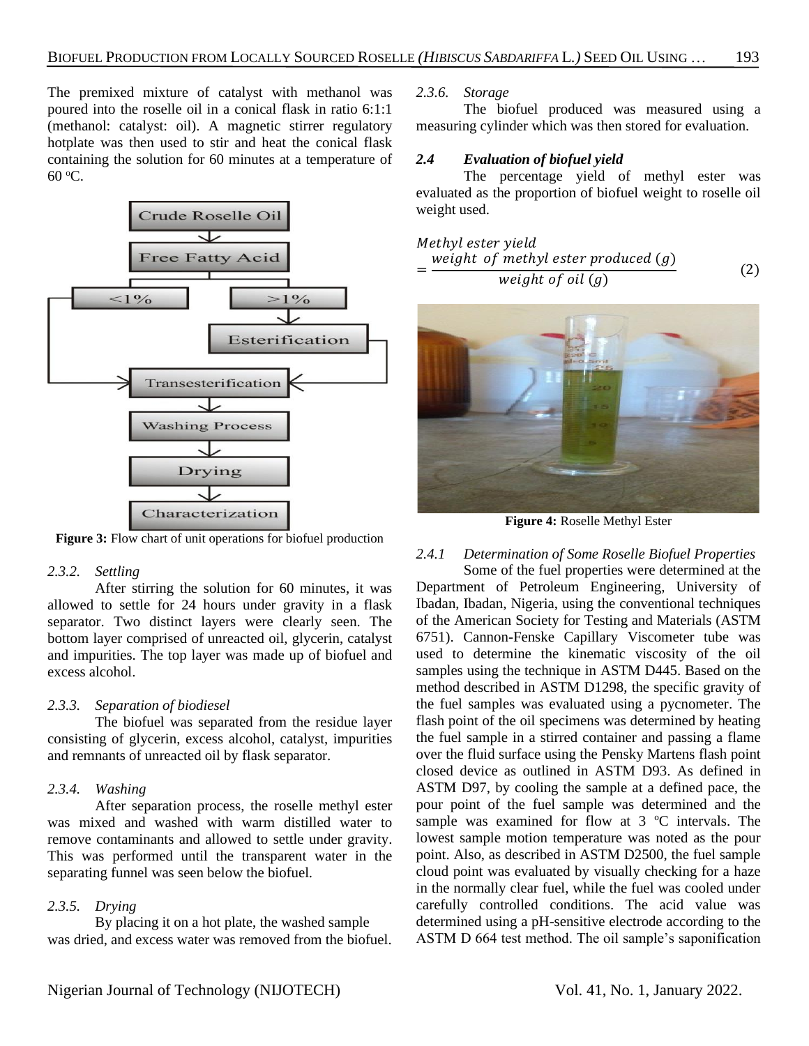The premixed mixture of catalyst with methanol was poured into the roselle oil in a conical flask in ratio 6:1:1 (methanol: catalyst: oil). A magnetic stirrer regulatory hotplate was then used to stir and heat the conical flask containing the solution for 60 minutes at a temperature of 60 ºC.

**Figure 3:** Flow chart of unit operations for biofuel production

*2.3.2. Settling*

After stirring the solution for 60 minutes, it was allowed to settle for 24 hours under gravity in a flask separator. Two distinct layers were clearly seen. The bottom layer comprised of unreacted oil, glycerin, catalyst and impurities. The top layer was made up of biofuel and excess alcohol.

*2.3.3. Separation of biodiesel*

The biofuel was separated from the residue layer consisting of glycerin, excess alcohol, catalyst, impurities and remnants of unreacted oil by flask separator.

*2.3.4. Washing*

After separation process, the roselle methyl ester was mixed and washed with warm distilled water to remove contaminants and allowed to settle under gravity. This was performed until the transparent water in the separating funnel was seen below the biofuel.

*2.3.5. Drying*

By placing it on a hot plate, the washed sample was dried, and excess water was removed from the biofuel.

*2.3.6. Storage*

The biofuel produced was measured using a measuring cylinder which was then stored for evaluation.

### *2.4 Evaluation of biofuel yield*

The percentage yield of methyl ester was evaluated as the proportion of biofuel weight to roselle oil weight used.

$$Methyl\ ester\ yield = \frac{weight\ of\ methyl\ ester\ produced\ (g)}{weight\ of\ oil\ (g)} \quad (2)$$

**Figure 4:** Roselle Methyl Ester

*2.4.1 Determination of Some Roselle Biofuel Properties*

Some of the fuel properties were determined at the Department of Petroleum Engineering, University of Ibadan, Ibadan, Nigeria, using the conventional techniques of the American Society for Testing and Materials (ASTM 6751). Cannon-Fenske Capillary Viscometer tube was used to determine the kinematic viscosity of the oil samples using the technique in ASTM D445. Based on the method described in ASTM D1298, the specific gravity of the fuel samples was evaluated using a pycnometer. The flash point of the oil specimens was determined by heating the fuel sample in a stirred container and passing a flame over the fluid surface using the Pensky Martens flash point closed device as outlined in ASTM D93. As defined in ASTM D97, by cooling the sample at a defined pace, the pour point of the fuel sample was determined and the sample was examined for flow at 3 ºC intervals. The lowest sample motion temperature was noted as the pour point. Also, as described in ASTM D2500, the fuel sample cloud point was evaluated by visually checking for a haze in the normally clear fuel, while the fuel was cooled under carefully controlled conditions. The acid value was determined using a pH-sensitive electrode according to the ASTM D 664 test method. The oil sample's saponification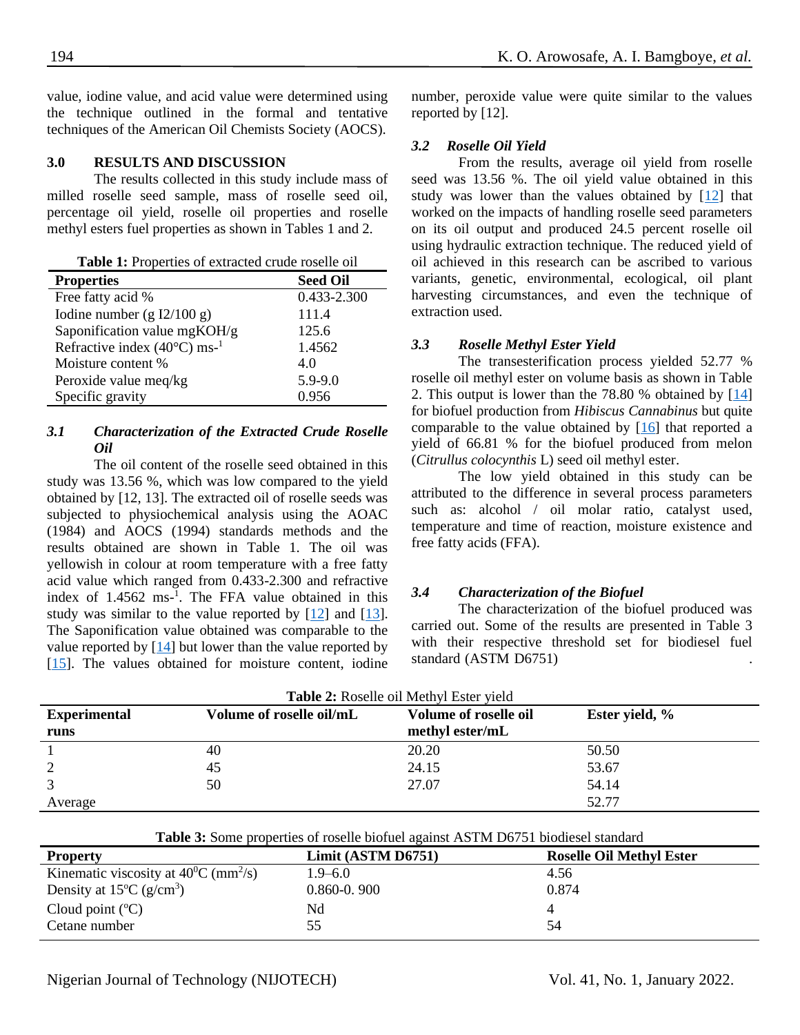value, iodine value, and acid value were determined using the technique outlined in the formal and tentative techniques of the American Oil Chemists Society (AOCS).

## 3.0 RESULTS AND DISCUSSION

The results collected in this study include mass of milled roselle seed sample, mass of roselle seed oil, percentage oil yield, roselle oil properties and roselle methyl esters fuel properties as shown in Tables 1 and 2.

**Table 1:** Properties of extracted crude roselle oil

| Properties | Seed Oil |
|---|---|
| Free fatty acid % | 0.433-2.300 |
| Iodine number (g I2/100 g) | 111.4 |
| Saponification value mgKOH/g | 125.6 |
| Refractive index (40°C) $ms^{-1}$ | 1.4562 |
| Moisture content % | 4.0 |
| Peroxide value meq/kg | 5.9-9.0 |
| Specific gravity | 0.956 |

### *3.1 Characterization of the Extracted Crude Roselle Oil*

The oil content of the roselle seed obtained in this study was 13.56 %, which was low compared to the yield obtained by [12, 13]. The extracted oil of roselle seeds was subjected to physiochemical analysis using the AOAC (1984) and AOCS (1994) standards methods and the results obtained are shown in Table 1. The oil was yellowish in colour at room temperature with a free fatty acid value which ranged from 0.433-2.300 and refractive index of 1.4562 $ms^{-1}$. The FFA value obtained in this study was similar to the value reported by [12] and [13]. The Saponification value obtained was comparable to the value reported by [14] but lower than the value reported by [15]. The values obtained for moisture content, iodine number, peroxide value were quite similar to the values reported by [12].

### *3.2 Roselle Oil Yield*

From the results, average oil yield from roselle seed was 13.56 %. The oil yield value obtained in this study was lower than the values obtained by [12] that worked on the impacts of handling roselle seed parameters on its oil output and produced 24.5 percent roselle oil using hydraulic extraction technique. The reduced yield of oil achieved in this research can be ascribed to various variants, genetic, environmental, ecological, oil plant harvesting circumstances, and even the technique of extraction used.

### *3.3 Roselle Methyl Ester Yield*

The transesterification process yielded 52.77 % roselle oil methyl ester on volume basis as shown in Table 2. This output is lower than the 78.80 % obtained by [14] for biofuel production from *Hibiscus Cannabinus* but quite comparable to the value obtained by [16] that reported a yield of 66.81 % for the biofuel produced from melon (*Citrullus colocynthis* L) seed oil methyl ester.

The low yield obtained in this study can be attributed to the difference in several process parameters such as: alcohol / oil molar ratio, catalyst used, temperature and time of reaction, moisture existence and free fatty acids (FFA).

### *3.4 Characterization of the Biofuel*

The characterization of the biofuel produced was carried out. Some of the results are presented in Table 3 with their respective threshold set for biodiesel fuel standard (ASTM D6751).

**Table 2:** Roselle oil Methyl Ester yield

| Experimental runs | Volume of roselle oil/mL | Volume of roselle oil methyl ester/mL | Ester yield, % |
|---|---|---|---|
| 1 | 40 | 20.20 | 50.50 |
| 2 | 45 | 24.15 | 53.67 |
| 3 | 50 | 27.07 | 54.14 |
| Average | | | 52.77 |

**Table 3:** Some properties of roselle biofuel against ASTM D6751 biodiesel standard

| Property | Limit (ASTM D6751) | Roselle Oil Methyl Ester |
|---|---|---|
| Kinematic viscosity at $40^0$C ($mm^2/s$) | 1.9–6.0 | 4.56 |
| Density at 15ºC ($g/cm^3$) | 0.860-0. 900 | 0.874 |
| Cloud point (ºC) | Nd | 4 |
| Cetane number | 55 | 54 |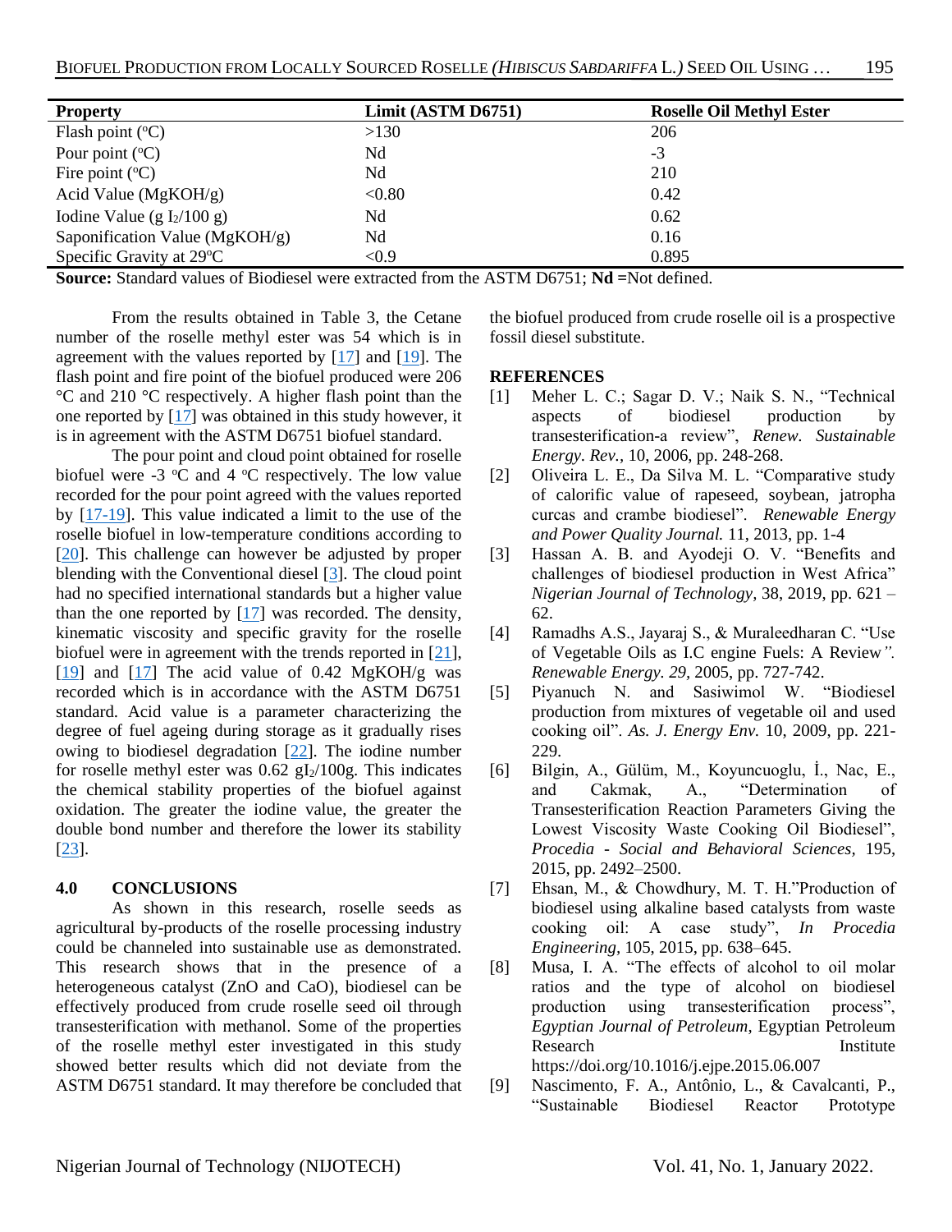| Property | Limit (ASTM D6751) | Roselle Oil Methyl Ester |
|---|---|---|
| Flash point (°C) | >130 | 206 |
| Pour point (°C) | Nd | -3 |
| Fire point (°C) | Nd | 210 |
| Acid Value (MgKOH/g) | <0.80 | 0.42 |
| Iodine Value (g $I_2$/100 g) | Nd | 0.62 |
| Saponification Value (MgKOH/g) | Nd | 0.16 |
| Specific Gravity at 29°C | <0.9 | 0.895 |

**Source:** Standard values of Biodiesel were extracted from the ASTM D6751; **Nd** =Not defined.

From the results obtained in Table 3, the Cetane number of the roselle methyl ester was 54 which is in agreement with the values reported by [17] and [19]. The flash point and fire point of the biofuel produced were 206 °C and 210 °C respectively. A higher flash point than the one reported by [17] was obtained in this study however, it is in agreement with the ASTM D6751 biofuel standard.

The pour point and cloud point obtained for roselle biofuel were -3 °C and 4 °C respectively. The low value recorded for the pour point agreed with the values reported by [17-19]. This value indicated a limit to the use of the roselle biofuel in low-temperature conditions according to [20]. This challenge can however be adjusted by proper blending with the Conventional diesel [3]. The cloud point had no specified international standards but a higher value than the one reported by [17] was recorded. The density, kinematic viscosity and specific gravity for the roselle biofuel were in agreement with the trends reported in [21], [19] and [17] The acid value of 0.42 MgKOH/g was recorded which is in accordance with the ASTM D6751 standard. Acid value is a parameter characterizing the degree of fuel ageing during storage as it gradually rises owing to biodiesel degradation [22]. The iodine number for roselle methyl ester was 0.62 $gI_2$/100g. This indicates the chemical stability properties of the biofuel against oxidation. The greater the iodine value, the greater the double bond number and therefore the lower its stability [23].

## 4.0 CONCLUSIONS

As shown in this research, roselle seeds as agricultural by-products of the roselle processing industry could be channeled into sustainable use as demonstrated. This research shows that in the presence of a heterogeneous catalyst (ZnO and CaO), biodiesel can be effectively produced from crude roselle seed oil through transesterification with methanol. Some of the properties of the roselle methyl ester investigated in this study showed better results which did not deviate from the ASTM D6751 standard. It may therefore be concluded that the biofuel produced from crude roselle oil is a prospective fossil diesel substitute.

## REFERENCES

[1] Meher L. C.; Sagar D. V.; Naik S. N., "Technical aspects of biodiesel production by transesterification-a review", *Renew. Sustainable Energy. Rev.*, 10, 2006, pp. 248-268.

[2] Oliveira L. E., Da Silva M. L. "Comparative study of calorific value of rapeseed, soybean, jatropha curcas and crambe biodiesel". *Renewable Energy and Power Quality Journal.* 11, 2013, pp. 1-4

[3] Hassan A. B. and Ayodeji O. V. "Benefits and challenges of biodiesel production in West Africa" *Nigerian Journal of Technology*, 38, 2019, pp. 621 – 62.

[4] Ramadhs A.S., Jayaraj S., & Muraleedharan C. "Use of Vegetable Oils as I.C engine Fuels: A Review*". Renewable Energy. 29,* 2005, pp. 727-742.

[5] Piyanuch N. and Sasiwimol W. "Biodiesel production from mixtures of vegetable oil and used cooking oil". *As. J. Energy Env.* 10, 2009, pp. 221-229.

[6] Bilgin, A., Gülüm, M., Koyuncuoglu, İ., Nac, E., and Cakmak, A., "Determination of Transesterification Reaction Parameters Giving the Lowest Viscosity Waste Cooking Oil Biodiesel", *Procedia - Social and Behavioral Sciences,* 195, 2015, pp. 2492–2500.

[7] Ehsan, M., & Chowdhury, M. T. H."Production of biodiesel using alkaline based catalysts from waste cooking oil: A case study", *In Procedia Engineering,* 105, 2015, pp. 638–645.

[8] Musa, I. A. "The effects of alcohol to oil molar ratios and the type of alcohol on biodiesel production using transesterification process", *Egyptian Journal of Petroleum*, Egyptian Petroleum Research Institute https://doi.org/10.1016/j.ejpe.2015.06.007

[9] Nascimento, F. A., Antônio, L., & Cavalcanti, P., "Sustainable Biodiesel Reactor Prototype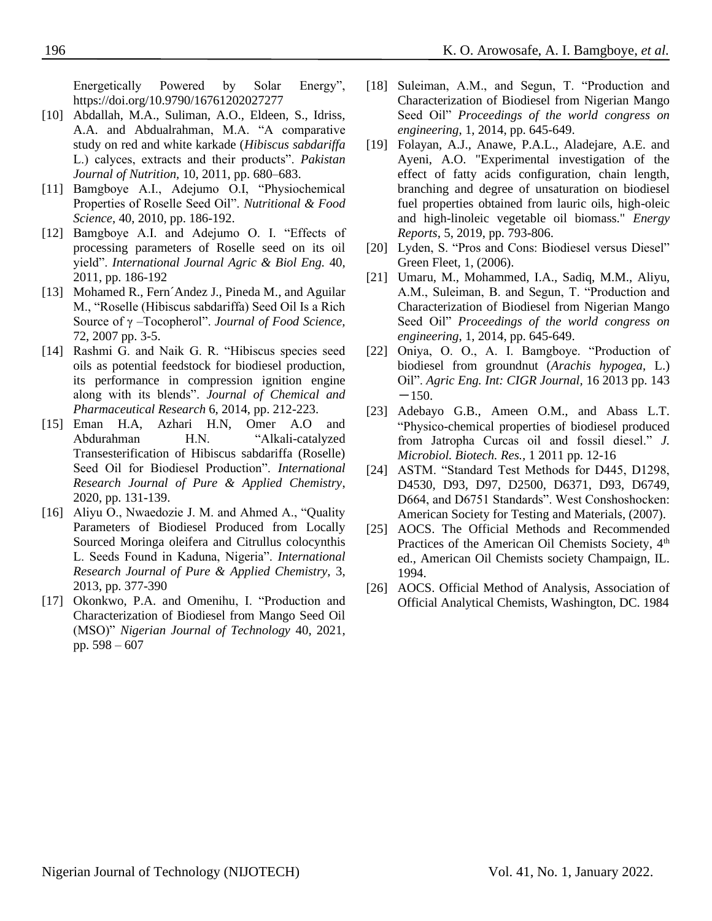Energetically Powered by Solar Energy", https://doi.org/10.9790/16761202027277

[10] Abdallah, M.A., Suliman, A.O., Eldeen, S., Idriss, A.A. and Abdualrahman, M.A. "A comparative study on red and white karkade (*Hibiscus sabdariffa* L.) calyces, extracts and their products". *Pakistan Journal of Nutrition*, 10, 2011, pp. 680–683.

[11] Bamgboye A.I., Adejumo O.I, "Physiochemical Properties of Roselle Seed Oil". *Nutritional & Food Science*, 40, 2010, pp. 186-192.

[12] Bamgboye A.I. and Adejumo O. I. "Effects of processing parameters of Roselle seed on its oil yield". *International Journal Agric & Biol Eng.* 40, 2011, pp. 186-192

[13] Mohamed R., Fern´Andez J., Pineda M., and Aguilar M., "Roselle (Hibiscus sabdariffa) Seed Oil Is a Rich Source of γ –Tocopherol". *Journal of Food Science*, 72, 2007 pp. 3-5.

[14] Rashmi G. and Naik G. R. "Hibiscus species seed oils as potential feedstock for biodiesel production, its performance in compression ignition engine along with its blends". *Journal of Chemical and Pharmaceutical Research* 6, 2014, pp. 212-223.

[15] Eman H.A, Azhari H.N, Omer A.O and Abdurahman H.N. "Alkali-catalyzed Transesterification of Hibiscus sabdariffa (Roselle) Seed Oil for Biodiesel Production". *International Research Journal of Pure & Applied Chemistry*, 2020, pp. 131-139.

[16] Aliyu O., Nwaedozie J. M. and Ahmed A., "Quality Parameters of Biodiesel Produced from Locally Sourced Moringa oleifera and Citrullus colocynthis L. Seeds Found in Kaduna, Nigeria". *International Research Journal of Pure & Applied Chemistry*, 3, 2013, pp. 377-390

[17] Okonkwo, P.A. and Omenihu, I. "Production and Characterization of Biodiesel from Mango Seed Oil (MSO)" *Nigerian Journal of Technology* 40, 2021, pp. 598 – 607

[18] Suleiman, A.M., and Segun, T. "Production and Characterization of Biodiesel from Nigerian Mango Seed Oil" *Proceedings of the world congress on engineering*, 1, 2014, pp. 645-649.

[19] Folayan, A.J., Anawe, P.A.L., Aladejare, A.E. and Ayeni, A.O. "Experimental investigation of the effect of fatty acids configuration, chain length, branching and degree of unsaturation on biodiesel fuel properties obtained from lauric oils, high-oleic and high-linoleic vegetable oil biomass." *Energy Reports*, 5, 2019, pp. 793-806.

[20] Lyden, S. "Pros and Cons: Biodiesel versus Diesel" Green Fleet, 1, (2006).

[21] Umaru, M., Mohammed, I.A., Sadiq, M.M., Aliyu, A.M., Suleiman, B. and Segun, T. "Production and Characterization of Biodiesel from Nigerian Mango Seed Oil" *Proceedings of the world congress on engineering*, 1, 2014, pp. 645-649.

[22] Oniya, O. O., A. I. Bamgboye. "Production of biodiesel from groundnut (*Arachis hypogea*, L.) Oil". *Agric Eng. Int: CIGR Journal*, 16 2013 pp. 143 －150.

[23] Adebayo G.B., Ameen O.M., and Abass L.T. "Physico-chemical properties of biodiesel produced from Jatropha Curcas oil and fossil diesel." *J. Microbiol. Biotech. Res.*, 1 2011 pp. 12-16

[24] ASTM. "Standard Test Methods for D445, D1298, D4530, D93, D97, D2500, D6371, D93, D6749, D664, and D6751 Standards". West Conshoshocken: American Society for Testing and Materials, (2007).

[25] AOCS. The Official Methods and Recommended Practices of the American Oil Chemists Society, 4th ed., American Oil Chemists society Champaign, IL. 1994.

[26] AOCS. Official Method of Analysis, Association of Official Analytical Chemists, Washington, DC. 1984